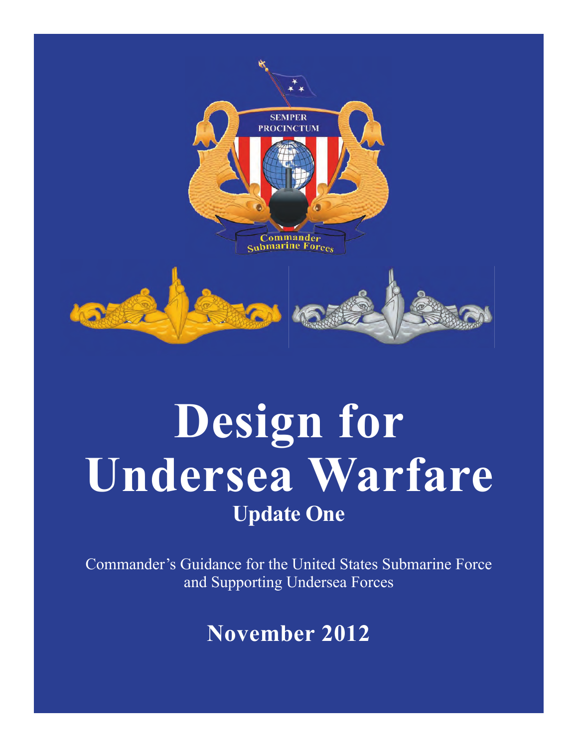# Design for Undersea Warfare

## Update One

Commander's Guidance for the United States Submarine Force and Supporting Undersea Forces

**November 2012**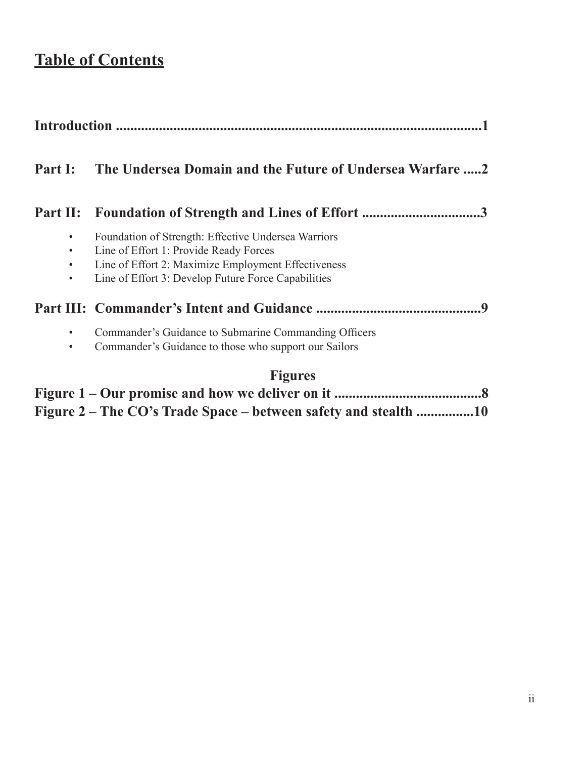# Table of Contents

**Introduction ....................................................................................................1**

**Part I: The Undersea Domain and the Future of Undersea Warfare .....2**

**Part II: Foundation of Strength and Lines of Effort ................................3**

- Foundation of Strength: Effective Undersea Warriors
- Line of Effort 1: Provide Ready Forces
- Line of Effort 2: Maximize Employment Effectiveness
- Line of Effort 3: Develop Future Force Capabilities

**Part III: Commander's Intent and Guidance .............................................9**

- Commander's Guidance to Submarine Commanding Officers
- Commander's Guidance to those who support our Sailors

## Figures

**Figure 1 – Our promise and how we deliver on it .........................................8**

**Figure 2 – The CO's Trade Space – between safety and stealth ................10**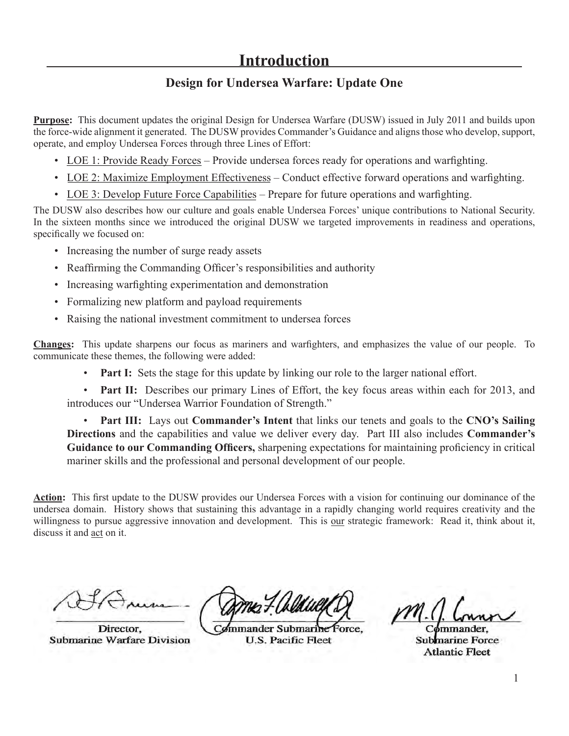# Introduction

## Design for Undersea Warfare: Update One

**Purpose:** This document updates the original Design for Undersea Warfare (DUSW) issued in July 2011 and builds upon the force-wide alignment it generated. The DUSW provides Commander's Guidance and aligns those who develop, support, operate, and employ Undersea Forces through three Lines of Effort:

- LOE 1: Provide Ready Forces – Provide undersea forces ready for operations and warfighting.
- LOE 2: Maximize Employment Effectiveness – Conduct effective forward operations and warfighting.
- LOE 3: Develop Future Force Capabilities – Prepare for future operations and warfighting.

The DUSW also describes how our culture and goals enable Undersea Forces' unique contributions to National Security. In the sixteen months since we introduced the original DUSW we targeted improvements in readiness and operations, specifically we focused on:

- Increasing the number of surge ready assets
- Reaffirming the Commanding Officer's responsibilities and authority
- Increasing warfighting experimentation and demonstration
- Formalizing new platform and payload requirements
- Raising the national investment commitment to undersea forces

**Changes:** This update sharpens our focus as mariners and warfighters, and emphasizes the value of our people. To communicate these themes, the following were added:

- **Part I:** Sets the stage for this update by linking our role to the larger national effort.
- **Part II:** Describes our primary Lines of Effort, the key focus areas within each for 2013, and introduces our "Undersea Warrior Foundation of Strength."
- **Part III:** Lays out **Commander's Intent** that links our tenets and goals to the **CNO's Sailing Directions** and the capabilities and value we deliver every day. Part III also includes **Commander's Guidance to our Commanding Officers,** sharpening expectations for maintaining proficiency in critical mariner skills and the professional and personal development of our people.

**Action:** This first update to the DUSW provides our Undersea Forces with a vision for continuing our dominance of the undersea domain. History shows that sustaining this advantage in a rapidly changing world requires creativity and the willingness to pursue aggressive innovation and development. This is our strategic framework: Read it, think about it, discuss it and act on it.

Director,
Submarine Warfare Division

Commander Submarine Force,
U.S. Pacific Fleet

Commander,
Submarine Force
Atlantic Fleet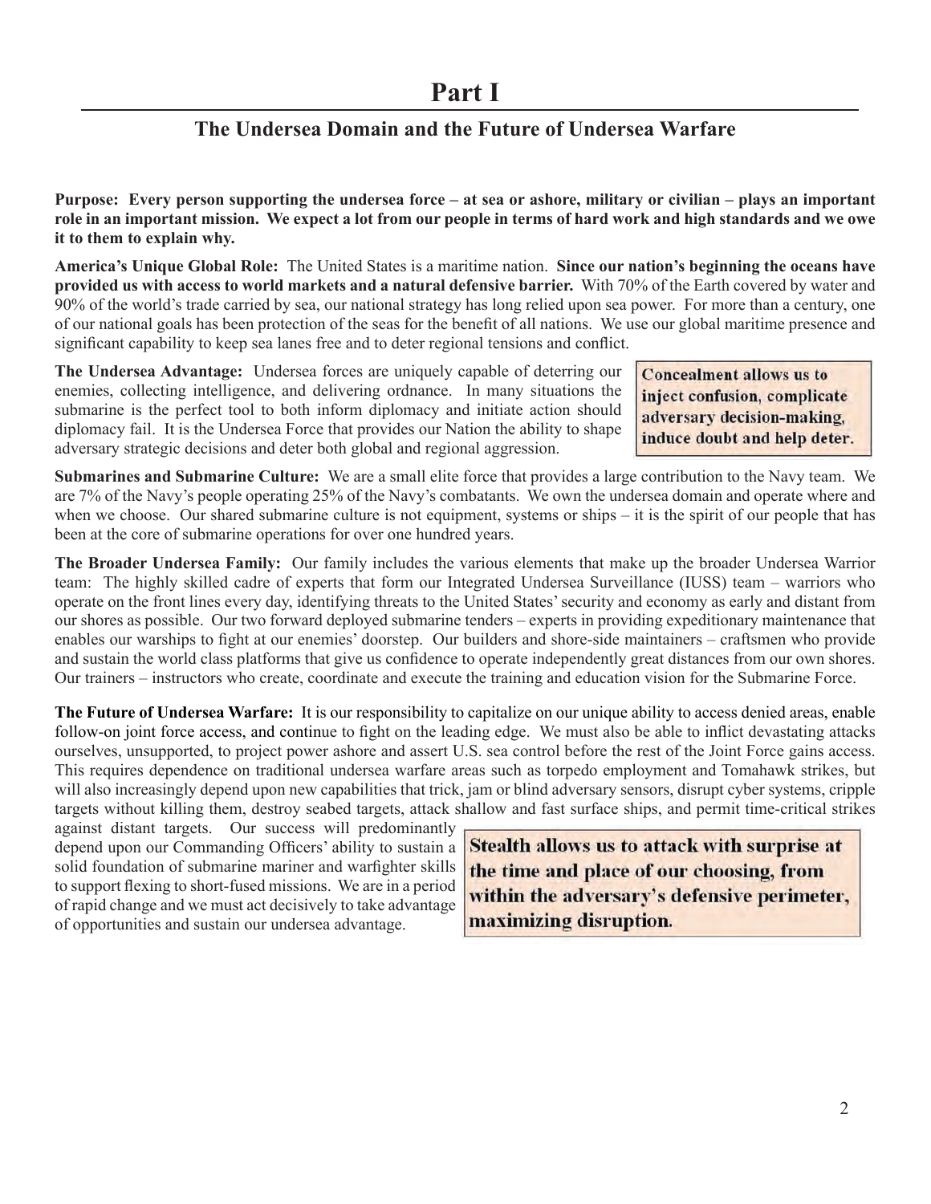# Part I

## The Undersea Domain and the Future of Undersea Warfare

**Purpose: Every person supporting the undersea force – at sea or ashore, military or civilian – plays an important role in an important mission. We expect a lot from our people in terms of hard work and high standards and we owe it to them to explain why.**

**America's Unique Global Role:** The United States is a maritime nation. **Since our nation's beginning the oceans have provided us with access to world markets and a natural defensive barrier.** With 70% of the Earth covered by water and 90% of the world's trade carried by sea, our national strategy has long relied upon sea power. For more than a century, one of our national goals has been protection of the seas for the benefit of all nations. We use our global maritime presence and significant capability to keep sea lanes free and to deter regional tensions and conflict.

**The Undersea Advantage:** Undersea forces are uniquely capable of deterring our enemies, collecting intelligence, and delivering ordnance. In many situations the submarine is the perfect tool to both inform diplomacy and initiate action should diplomacy fail. It is the Undersea Force that provides our Nation the ability to shape adversary strategic decisions and deter both global and regional aggression.

**Concealment allows us to inject confusion, complicate adversary decision-making, induce doubt and help deter.**

**Submarines and Submarine Culture:** We are a small elite force that provides a large contribution to the Navy team. We are 7% of the Navy's people operating 25% of the Navy's combatants. We own the undersea domain and operate where and when we choose. Our shared submarine culture is not equipment, systems or ships – it is the spirit of our people that has been at the core of submarine operations for over one hundred years.

**The Broader Undersea Family:** Our family includes the various elements that make up the broader Undersea Warrior team: The highly skilled cadre of experts that form our Integrated Undersea Surveillance (IUSS) team – warriors who operate on the front lines every day, identifying threats to the United States' security and economy as early and distant from our shores as possible. Our two forward deployed submarine tenders – experts in providing expeditionary maintenance that enables our warships to fight at our enemies' doorstep. Our builders and shore-side maintainers – craftsmen who provide and sustain the world class platforms that give us confidence to operate independently great distances from our own shores. Our trainers – instructors who create, coordinate and execute the training and education vision for the Submarine Force.

**The Future of Undersea Warfare:** It is our responsibility to capitalize on our unique ability to access denied areas, enable follow-on joint force access, and continue to fight on the leading edge. We must also be able to inflict devastating attacks ourselves, unsupported, to project power ashore and assert U.S. sea control before the rest of the Joint Force gains access. This requires dependence on traditional undersea warfare areas such as torpedo employment and Tomahawk strikes, but will also increasingly depend upon new capabilities that trick, jam or blind adversary sensors, disrupt cyber systems, cripple targets without killing them, destroy seabed targets, attack shallow and fast surface ships, and permit time-critical strikes against distant targets. Our success will predominantly depend upon our Commanding Officers' ability to sustain a solid foundation of submarine mariner and warfighter skills to support flexing to short-fused missions. We are in a period of rapid change and we must act decisively to take advantage of opportunities and sustain our undersea advantage.

**Stealth allows us to attack with surprise at the time and place of our choosing, from within the adversary's defensive perimeter, maximizing disruption.**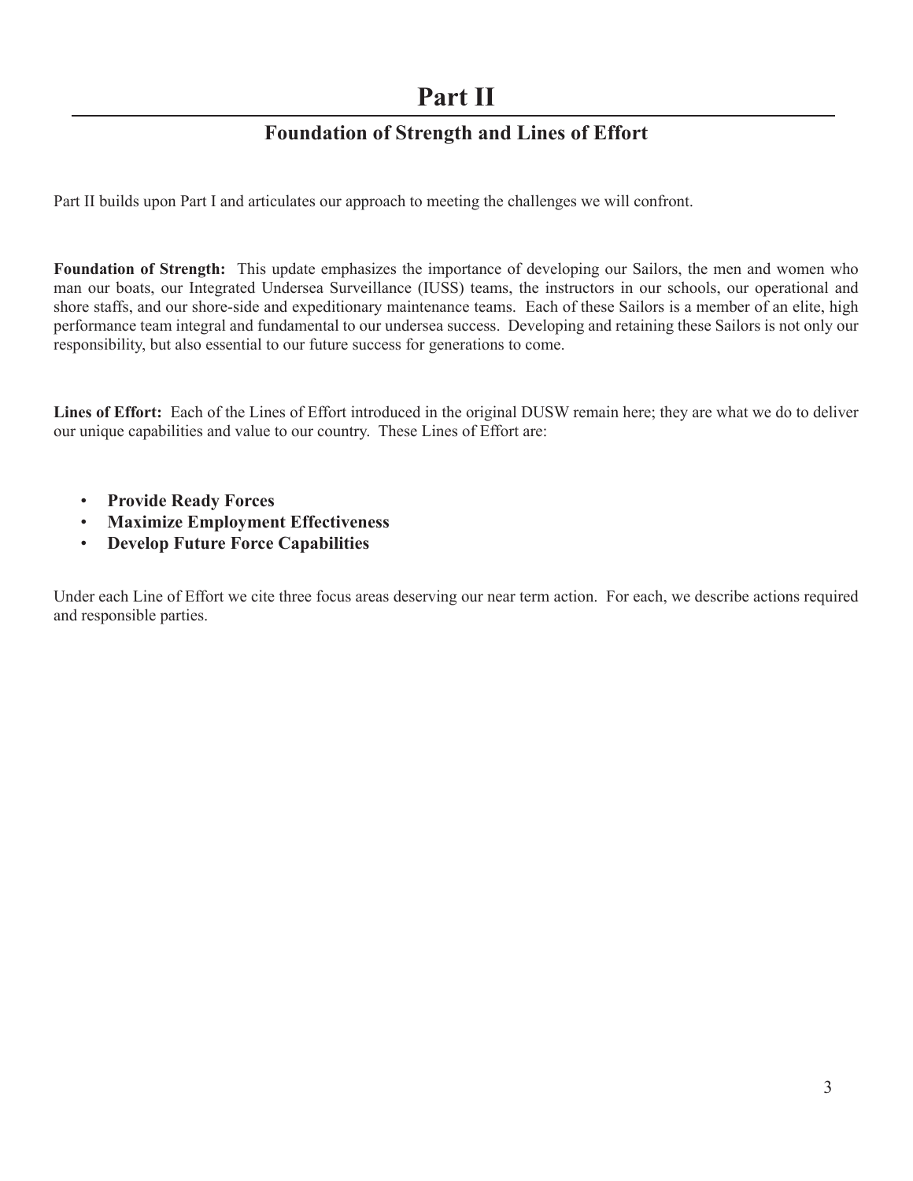# Part II

## Foundation of Strength and Lines of Effort

Part II builds upon Part I and articulates our approach to meeting the challenges we will confront.

**Foundation of Strength:** This update emphasizes the importance of developing our Sailors, the men and women who man our boats, our Integrated Undersea Surveillance (IUSS) teams, the instructors in our schools, our operational and shore staffs, and our shore-side and expeditionary maintenance teams. Each of these Sailors is a member of an elite, high performance team integral and fundamental to our undersea success. Developing and retaining these Sailors is not only our responsibility, but also essential to our future success for generations to come.

**Lines of Effort:** Each of the Lines of Effort introduced in the original DUSW remain here; they are what we do to deliver our unique capabilities and value to our country. These Lines of Effort are:

- **Provide Ready Forces**
- **Maximize Employment Effectiveness**
- **Develop Future Force Capabilities**

Under each Line of Effort we cite three focus areas deserving our near term action. For each, we describe actions required and responsible parties.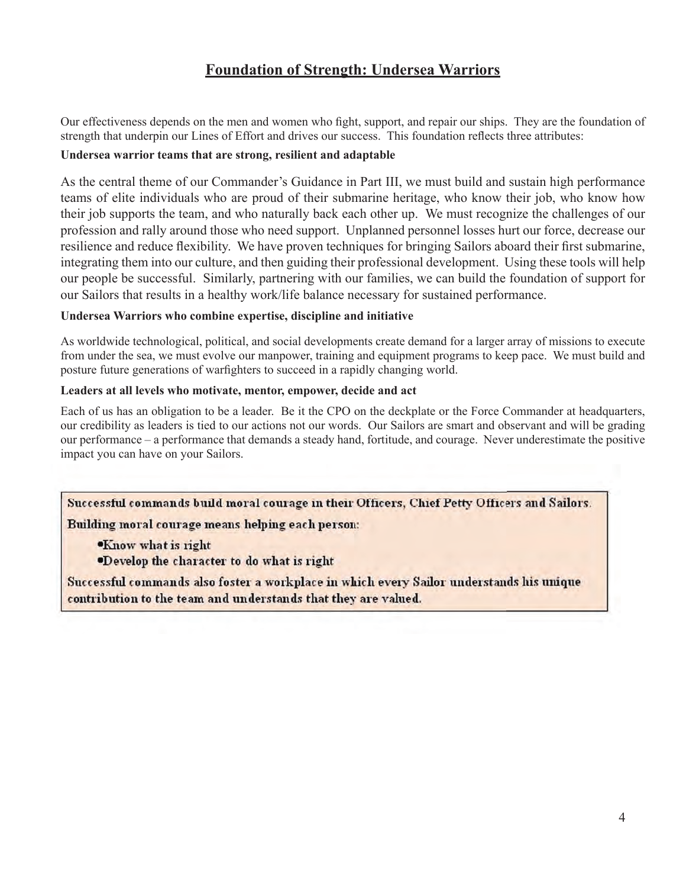## Foundation of Strength: Undersea Warriors

Our effectiveness depends on the men and women who fight, support, and repair our ships. They are the foundation of strength that underpin our Lines of Effort and drives our success. This foundation reflects three attributes:

**Undersea warrior teams that are strong, resilient and adaptable**

As the central theme of our Commander's Guidance in Part III, we must build and sustain high performance teams of elite individuals who are proud of their submarine heritage, who know their job, who know how their job supports the team, and who naturally back each other up. We must recognize the challenges of our profession and rally around those who need support. Unplanned personnel losses hurt our force, decrease our resilience and reduce flexibility. We have proven techniques for bringing Sailors aboard their first submarine, integrating them into our culture, and then guiding their professional development. Using these tools will help our people be successful. Similarly, partnering with our families, we can build the foundation of support for our Sailors that results in a healthy work/life balance necessary for sustained performance.

**Undersea Warriors who combine expertise, discipline and initiative**

As worldwide technological, political, and social developments create demand for a larger array of missions to execute from under the sea, we must evolve our manpower, training and equipment programs to keep pace. We must build and posture future generations of warfighters to succeed in a rapidly changing world.

**Leaders at all levels who motivate, mentor, empower, decide and act**

Each of us has an obligation to be a leader. Be it the CPO on the deckplate or the Force Commander at headquarters, our credibility as leaders is tied to our actions not our words. Our Sailors are smart and observant and will be grading our performance – a performance that demands a steady hand, fortitude, and courage. Never underestimate the positive impact you can have on your Sailors.

**Successful commands build moral courage in their Officers, Chief Petty Officers and Sailors.**

**Building moral courage means helping each person:**

- **Know what is right**
- **Develop the character to do what is right**

**Successful commands also foster a workplace in which every Sailor understands his unique contribution to the team and understands that they are valued.**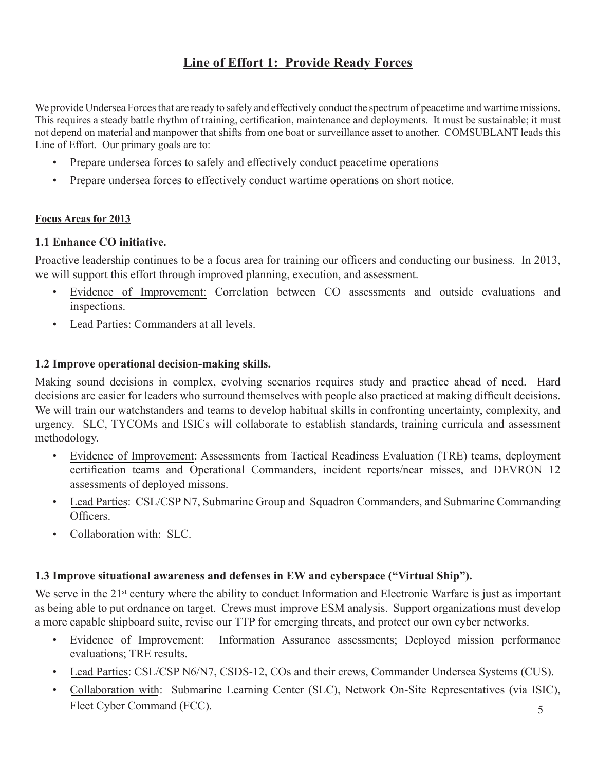## Line of Effort 1: Provide Ready Forces

We provide Undersea Forces that are ready to safely and effectively conduct the spectrum of peacetime and wartime missions. This requires a steady battle rhythm of training, certification, maintenance and deployments. It must be sustainable; it must not depend on material and manpower that shifts from one boat or surveillance asset to another. COMSUBLANT leads this Line of Effort. Our primary goals are to:

- Prepare undersea forces to safely and effectively conduct peacetime operations
- Prepare undersea forces to effectively conduct wartime operations on short notice.

**Focus Areas for 2013**

### 1.1 Enhance CO initiative.

Proactive leadership continues to be a focus area for training our officers and conducting our business. In 2013, we will support this effort through improved planning, execution, and assessment.

- Evidence of Improvement: Correlation between CO assessments and outside evaluations and inspections.
- Lead Parties: Commanders at all levels.

### 1.2 Improve operational decision-making skills.

Making sound decisions in complex, evolving scenarios requires study and practice ahead of need. Hard decisions are easier for leaders who surround themselves with people also practiced at making difficult decisions. We will train our watchstanders and teams to develop habitual skills in confronting uncertainty, complexity, and urgency. SLC, TYCOMs and ISICs will collaborate to establish standards, training curricula and assessment methodology.

- Evidence of Improvement: Assessments from Tactical Readiness Evaluation (TRE) teams, deployment certification teams and Operational Commanders, incident reports/near misses, and DEVRON 12 assessments of deployed missons.
- Lead Parties: CSL/CSP N7, Submarine Group and Squadron Commanders, and Submarine Commanding Officers.
- Collaboration with: SLC.

### 1.3 Improve situational awareness and defenses in EW and cyberspace ("Virtual Ship").

We serve in the 21st century where the ability to conduct Information and Electronic Warfare is just as important as being able to put ordnance on target. Crews must improve ESM analysis. Support organizations must develop a more capable shipboard suite, revise our TTP for emerging threats, and protect our own cyber networks.

- Evidence of Improvement: Information Assurance assessments; Deployed mission performance evaluations; TRE results.
- Lead Parties: CSL/CSP N6/N7, CSDS-12, COs and their crews, Commander Undersea Systems (CUS).
- Collaboration with: Submarine Learning Center (SLC), Network On-Site Representatives (via ISIC), Fleet Cyber Command (FCC).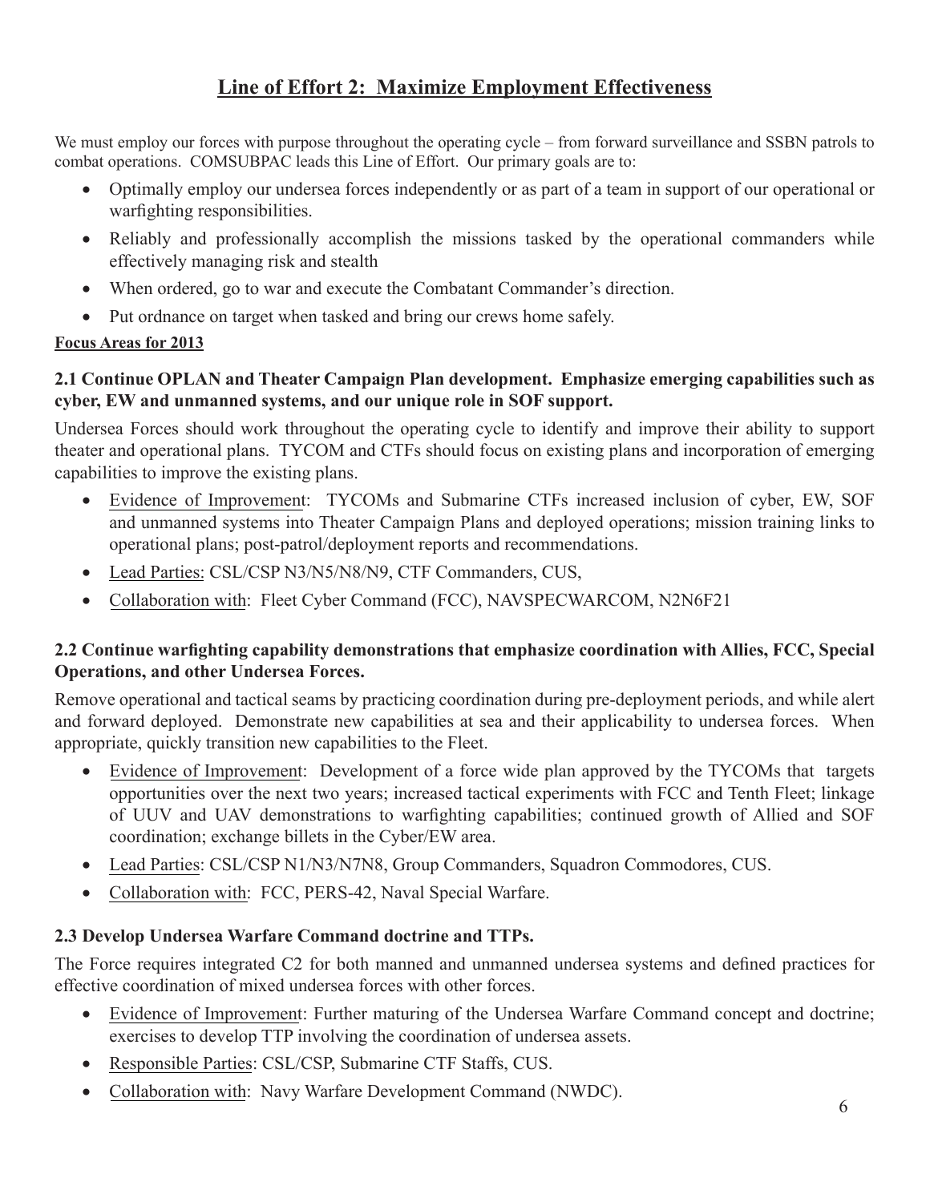## Line of Effort 2: Maximize Employment Effectiveness

We must employ our forces with purpose throughout the operating cycle – from forward surveillance and SSBN patrols to combat operations. COMSUBPAC leads this Line of Effort. Our primary goals are to:

- Optimally employ our undersea forces independently or as part of a team in support of our operational or warfighting responsibilities.
- Reliably and professionally accomplish the missions tasked by the operational commanders while effectively managing risk and stealth
- When ordered, go to war and execute the Combatant Commander's direction.
- Put ordnance on target when tasked and bring our crews home safely.

**Focus Areas for 2013**

### 2.1 Continue OPLAN and Theater Campaign Plan development. Emphasize emerging capabilities such as cyber, EW and unmanned systems, and our unique role in SOF support.

Undersea Forces should work throughout the operating cycle to identify and improve their ability to support theater and operational plans. TYCOM and CTFs should focus on existing plans and incorporation of emerging capabilities to improve the existing plans.

- Evidence of Improvement: TYCOMs and Submarine CTFs increased inclusion of cyber, EW, SOF and unmanned systems into Theater Campaign Plans and deployed operations; mission training links to operational plans; post-patrol/deployment reports and recommendations.
- Lead Parties: CSL/CSP N3/N5/N8/N9, CTF Commanders, CUS,
- Collaboration with: Fleet Cyber Command (FCC), NAVSPECWARCOM, N2N6F21

### 2.2 Continue warfighting capability demonstrations that emphasize coordination with Allies, FCC, Special Operations, and other Undersea Forces.

Remove operational and tactical seams by practicing coordination during pre-deployment periods, and while alert and forward deployed. Demonstrate new capabilities at sea and their applicability to undersea forces. When appropriate, quickly transition new capabilities to the Fleet.

- Evidence of Improvement: Development of a force wide plan approved by the TYCOMs that targets opportunities over the next two years; increased tactical experiments with FCC and Tenth Fleet; linkage of UUV and UAV demonstrations to warfighting capabilities; continued growth of Allied and SOF coordination; exchange billets in the Cyber/EW area.
- Lead Parties: CSL/CSP N1/N3/N7N8, Group Commanders, Squadron Commodores, CUS.
- Collaboration with: FCC, PERS-42, Naval Special Warfare.

### 2.3 Develop Undersea Warfare Command doctrine and TTPs.

The Force requires integrated C2 for both manned and unmanned undersea systems and defined practices for effective coordination of mixed undersea forces with other forces.

- Evidence of Improvement: Further maturing of the Undersea Warfare Command concept and doctrine; exercises to develop TTP involving the coordination of undersea assets.
- Responsible Parties: CSL/CSP, Submarine CTF Staffs, CUS.
- Collaboration with: Navy Warfare Development Command (NWDC).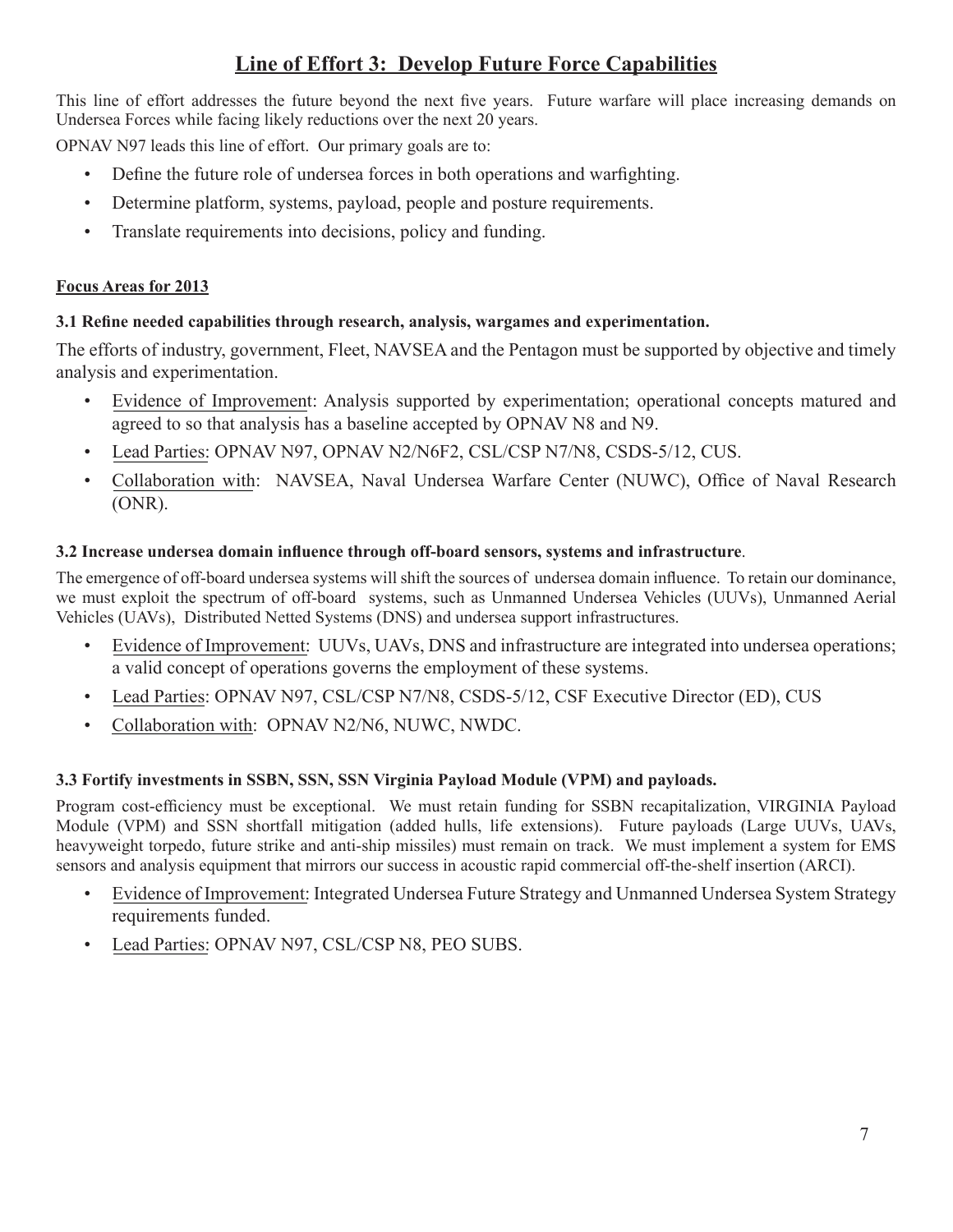# Line of Effort 3: Develop Future Force Capabilities

This line of effort addresses the future beyond the next five years. Future warfare will place increasing demands on Undersea Forces while facing likely reductions over the next 20 years.

OPNAV N97 leads this line of effort. Our primary goals are to:

- Define the future role of undersea forces in both operations and warfighting.
- Determine platform, systems, payload, people and posture requirements.
- Translate requirements into decisions, policy and funding.

## Focus Areas for 2013

### 3.1 Refine needed capabilities through research, analysis, wargames and experimentation.

The efforts of industry, government, Fleet, NAVSEA and the Pentagon must be supported by objective and timely analysis and experimentation.

- Evidence of Improvement: Analysis supported by experimentation; operational concepts matured and agreed to so that analysis has a baseline accepted by OPNAV N8 and N9.
- Lead Parties: OPNAV N97, OPNAV N2/N6F2, CSL/CSP N7/N8, CSDS-5/12, CUS.
- Collaboration with: NAVSEA, Naval Undersea Warfare Center (NUWC), Office of Naval Research (ONR).

### 3.2 Increase undersea domain influence through off-board sensors, systems and infrastructure.

The emergence of off-board undersea systems will shift the sources of undersea domain influence. To retain our dominance, we must exploit the spectrum of off-board systems, such as Unmanned Undersea Vehicles (UUVs), Unmanned Aerial Vehicles (UAVs), Distributed Netted Systems (DNS) and undersea support infrastructures.

- Evidence of Improvement: UUVs, UAVs, DNS and infrastructure are integrated into undersea operations; a valid concept of operations governs the employment of these systems.
- Lead Parties: OPNAV N97, CSL/CSP N7/N8, CSDS-5/12, CSF Executive Director (ED), CUS
- Collaboration with: OPNAV N2/N6, NUWC, NWDC.

### 3.3 Fortify investments in SSBN, SSN, SSN Virginia Payload Module (VPM) and payloads.

Program cost-efficiency must be exceptional. We must retain funding for SSBN recapitalization, VIRGINIA Payload Module (VPM) and SSN shortfall mitigation (added hulls, life extensions). Future payloads (Large UUVs, UAVs, heavyweight torpedo, future strike and anti-ship missiles) must remain on track. We must implement a system for EMS sensors and analysis equipment that mirrors our success in acoustic rapid commercial off-the-shelf insertion (ARCI).

- Evidence of Improvement: Integrated Undersea Future Strategy and Unmanned Undersea System Strategy requirements funded.
- Lead Parties: OPNAV N97, CSL/CSP N8, PEO SUBS.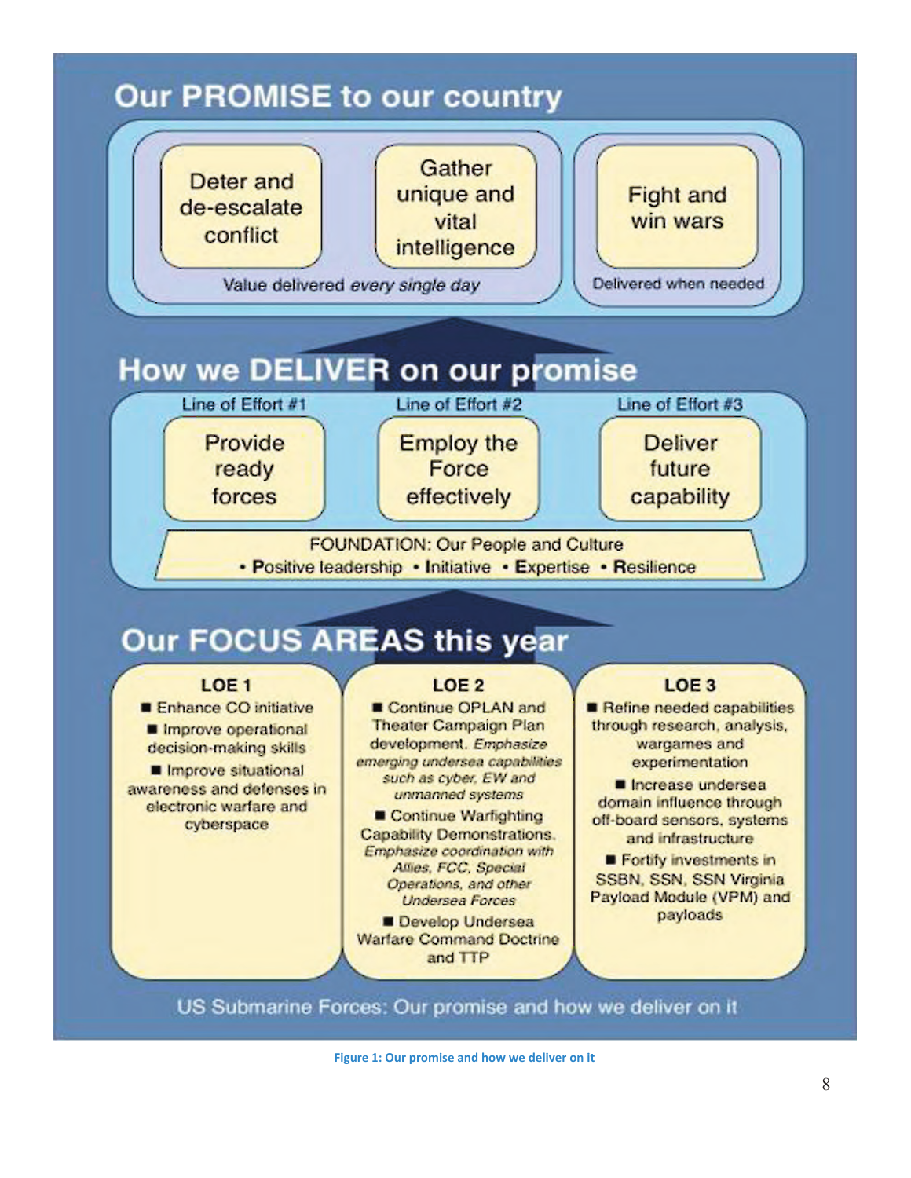## Our PROMISE to our country

| Deter and de-escalate conflict | Gather unique and vital intelligence | Fight and win wars |
|---|---|---|
| Value delivered *every single day* | | Delivered when needed |

## How we DELIVER on our promise

| Line of Effort #1 | Line of Effort #2 | Line of Effort #3 |
|---|---|---|
| Provide ready forces | Employ the Force effectively | Deliver future capability |

FOUNDATION: Our People and Culture
• **P**ositive leadership • **I**nitiative • **E**xpertise • **R**esilience

## Our FOCUS AREAS this year

### LOE 1

- Enhance CO initiative
- Improve operational decision-making skills
- Improve situational awareness and defenses in electronic warfare and cyberspace

### LOE 2

- Continue OPLAN and Theater Campaign Plan development. *Emphasize emerging undersea capabilities such as cyber, EW and unmanned systems*
- Continue Warfighting Capability Demonstrations. *Emphasize coordination with Allies, FCC, Special Operations, and other Undersea Forces*
- Develop Undersea Warfare Command Doctrine and TTP

### LOE 3

- Refine needed capabilities through research, analysis, wargames and experimentation
- Increase undersea domain influence through off-board sensors, systems and infrastructure
- Fortify investments in SSBN, SSN, SSN Virginia Payload Module (VPM) and payloads

US Submarine Forces: Our promise and how we deliver on it

**Figure 1: Our promise and how we deliver on it**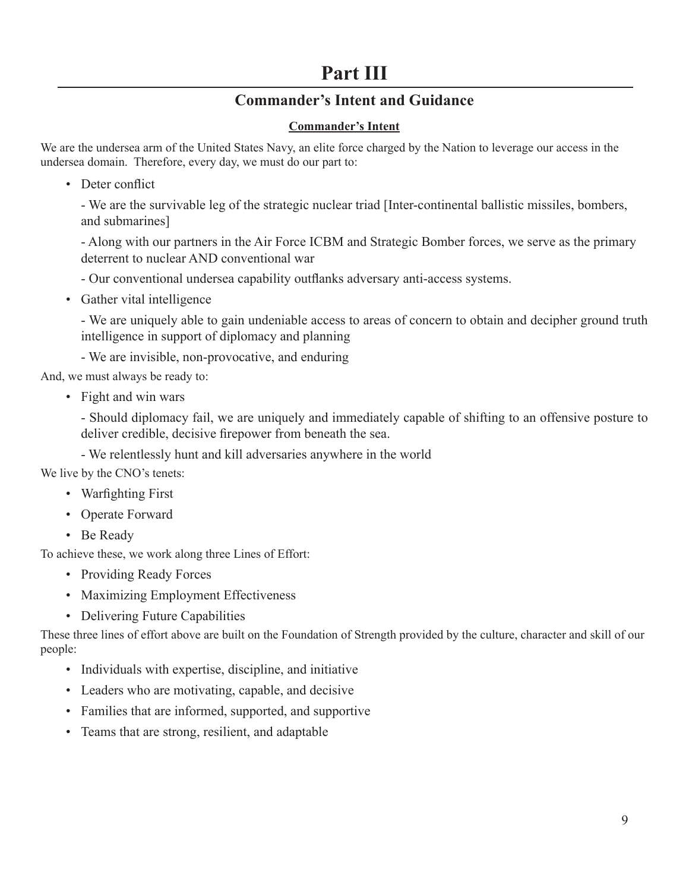# Part III

## Commander's Intent and Guidance

### Commander's Intent

We are the undersea arm of the United States Navy, an elite force charged by the Nation to leverage our access in the undersea domain. Therefore, every day, we must do our part to:

- Deter conflict

  - We are the survivable leg of the strategic nuclear triad [Inter-continental ballistic missiles, bombers, and submarines]

  - Along with our partners in the Air Force ICBM and Strategic Bomber forces, we serve as the primary deterrent to nuclear AND conventional war

  - Our conventional undersea capability outflanks adversary anti-access systems.

- Gather vital intelligence

  - We are uniquely able to gain undeniable access to areas of concern to obtain and decipher ground truth intelligence in support of diplomacy and planning

  - We are invisible, non-provocative, and enduring

And, we must always be ready to:

- Fight and win wars

  - Should diplomacy fail, we are uniquely and immediately capable of shifting to an offensive posture to deliver credible, decisive firepower from beneath the sea.

  - We relentlessly hunt and kill adversaries anywhere in the world

We live by the CNO's tenets:

- Warfighting First
- Operate Forward
- Be Ready

To achieve these, we work along three Lines of Effort:

- Providing Ready Forces
- Maximizing Employment Effectiveness
- Delivering Future Capabilities

These three lines of effort above are built on the Foundation of Strength provided by the culture, character and skill of our people:

- Individuals with expertise, discipline, and initiative
- Leaders who are motivating, capable, and decisive
- Families that are informed, supported, and supportive
- Teams that are strong, resilient, and adaptable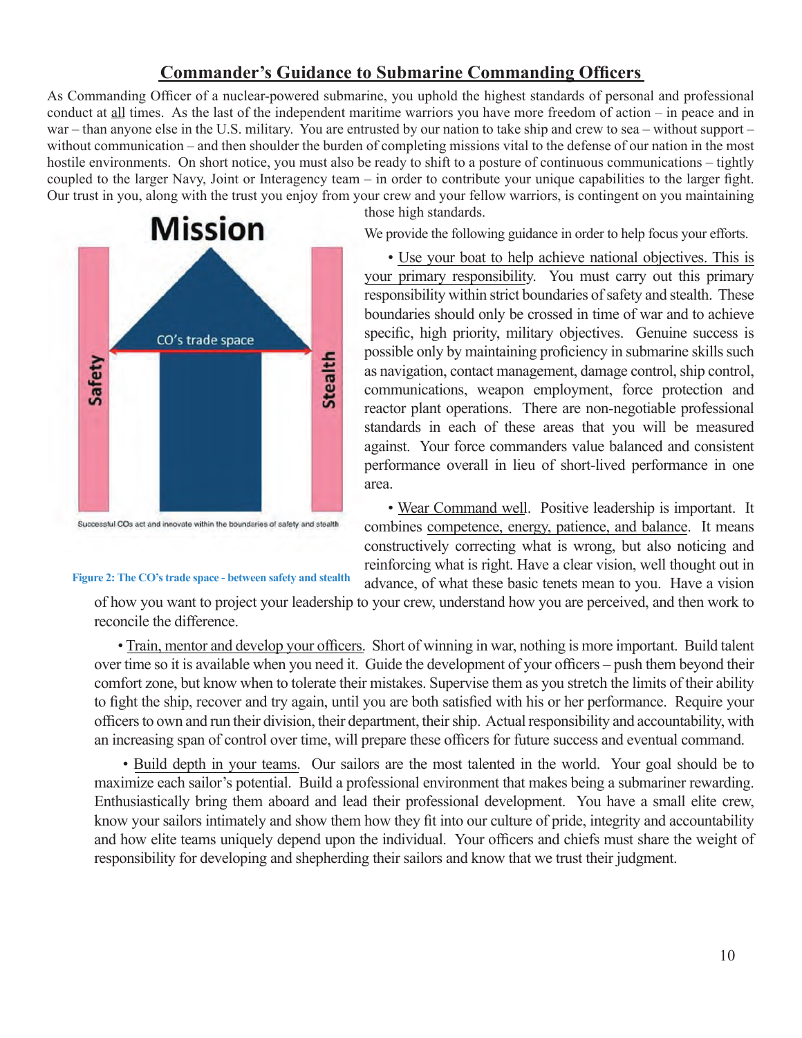## Commander's Guidance to Submarine Commanding Officers

As Commanding Officer of a nuclear-powered submarine, you uphold the highest standards of personal and professional conduct at all times. As the last of the independent maritime warriors you have more freedom of action – in peace and in war – than anyone else in the U.S. military. You are entrusted by our nation to take ship and crew to sea – without support – without communication – and then shoulder the burden of completing missions vital to the defense of our nation in the most hostile environments. On short notice, you must also be ready to shift to a posture of continuous communications – tightly coupled to the larger Navy, Joint or Interagency team – in order to contribute your unique capabilities to the larger fight. Our trust in you, along with the trust you enjoy from your crew and your fellow warriors, is contingent on you maintaining those high standards.

Mission

Safety | CO's trade space | Stealth

Successful COs act and innovate within the boundaries of safety and stealth

**Figure 2: The CO's trade space - between safety and stealth**

We provide the following guidance in order to help focus your efforts.

- Use your boat to help achieve national objectives. This is your primary responsibility. You must carry out this primary responsibility within strict boundaries of safety and stealth. These boundaries should only be crossed in time of war and to achieve specific, high priority, military objectives. Genuine success is possible only by maintaining proficiency in submarine skills such as navigation, contact management, damage control, ship control, communications, weapon employment, force protection and reactor plant operations. There are non-negotiable professional standards in each of these areas that you will be measured against. Your force commanders value balanced and consistent performance overall in lieu of short-lived performance in one area.

- Wear Command well. Positive leadership is important. It combines competence, energy, patience, and balance. It means constructively correcting what is wrong, but also noticing and reinforcing what is right. Have a clear vision, well thought out in advance, of what these basic tenets mean to you. Have a vision of how you want to project your leadership to your crew, understand how you are perceived, and then work to reconcile the difference.

- Train, mentor and develop your officers. Short of winning in war, nothing is more important. Build talent over time so it is available when you need it. Guide the development of your officers – push them beyond their comfort zone, but know when to tolerate their mistakes. Supervise them as you stretch the limits of their ability to fight the ship, recover and try again, until you are both satisfied with his or her performance. Require your officers to own and run their division, their department, their ship. Actual responsibility and accountability, with an increasing span of control over time, will prepare these officers for future success and eventual command.

- Build depth in your teams. Our sailors are the most talented in the world. Your goal should be to maximize each sailor's potential. Build a professional environment that makes being a submariner rewarding. Enthusiastically bring them aboard and lead their professional development. You have a small elite crew, know your sailors intimately and show them how they fit into our culture of pride, integrity and accountability and how elite teams uniquely depend upon the individual. Your officers and chiefs must share the weight of responsibility for developing and shepherding their sailors and know that we trust their judgment.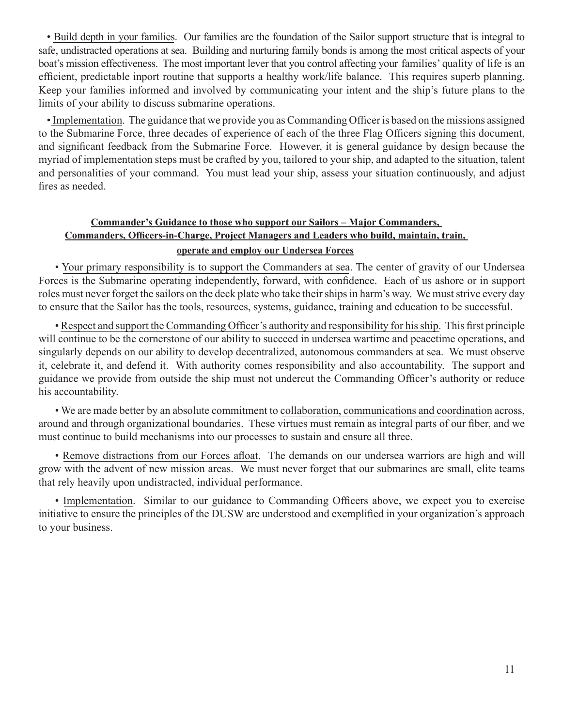- Build depth in your families. Our families are the foundation of the Sailor support structure that is integral to safe, undistracted operations at sea. Building and nurturing family bonds is among the most critical aspects of your boat's mission effectiveness. The most important lever that you control affecting your families' quality of life is an efficient, predictable inport routine that supports a healthy work/life balance. This requires superb planning. Keep your families informed and involved by communicating your intent and the ship's future plans to the limits of your ability to discuss submarine operations.

- Implementation. The guidance that we provide you as Commanding Officer is based on the missions assigned to the Submarine Force, three decades of experience of each of the three Flag Officers signing this document, and significant feedback from the Submarine Force. However, it is general guidance by design because the myriad of implementation steps must be crafted by you, tailored to your ship, and adapted to the situation, talent and personalities of your command. You must lead your ship, assess your situation continuously, and adjust fires as needed.

## Commander's Guidance to those who support our Sailors – Major Commanders, Commanders, Officers-in-Charge, Project Managers and Leaders who build, maintain, train, operate and employ our Undersea Forces

- Your primary responsibility is to support the Commanders at sea. The center of gravity of our Undersea Forces is the Submarine operating independently, forward, with confidence. Each of us ashore or in support roles must never forget the sailors on the deck plate who take their ships in harm's way. We must strive every day to ensure that the Sailor has the tools, resources, systems, guidance, training and education to be successful.

- Respect and support the Commanding Officer's authority and responsibility for his ship. This first principle will continue to be the cornerstone of our ability to succeed in undersea wartime and peacetime operations, and singularly depends on our ability to develop decentralized, autonomous commanders at sea. We must observe it, celebrate it, and defend it. With authority comes responsibility and also accountability. The support and guidance we provide from outside the ship must not undercut the Commanding Officer's authority or reduce his accountability.

- We are made better by an absolute commitment to collaboration, communications and coordination across, around and through organizational boundaries. These virtues must remain as integral parts of our fiber, and we must continue to build mechanisms into our processes to sustain and ensure all three.

- Remove distractions from our Forces afloat. The demands on our undersea warriors are high and will grow with the advent of new mission areas. We must never forget that our submarines are small, elite teams that rely heavily upon undistracted, individual performance.

- Implementation. Similar to our guidance to Commanding Officers above, we expect you to exercise initiative to ensure the principles of the DUSW are understood and exemplified in your organization's approach to your business.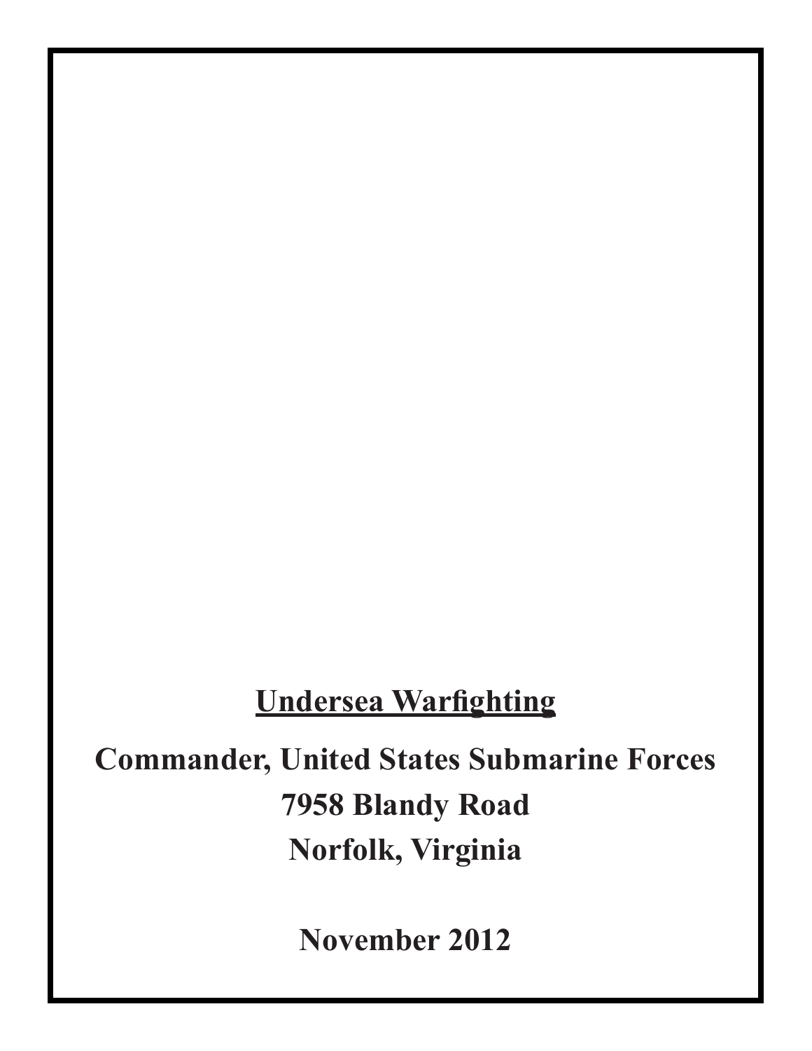**<u>Undersea Warfighting</u>**

**Commander, United States Submarine Forces**

**7958 Blandy Road**

**Norfolk, Virginia**

**November 2012**